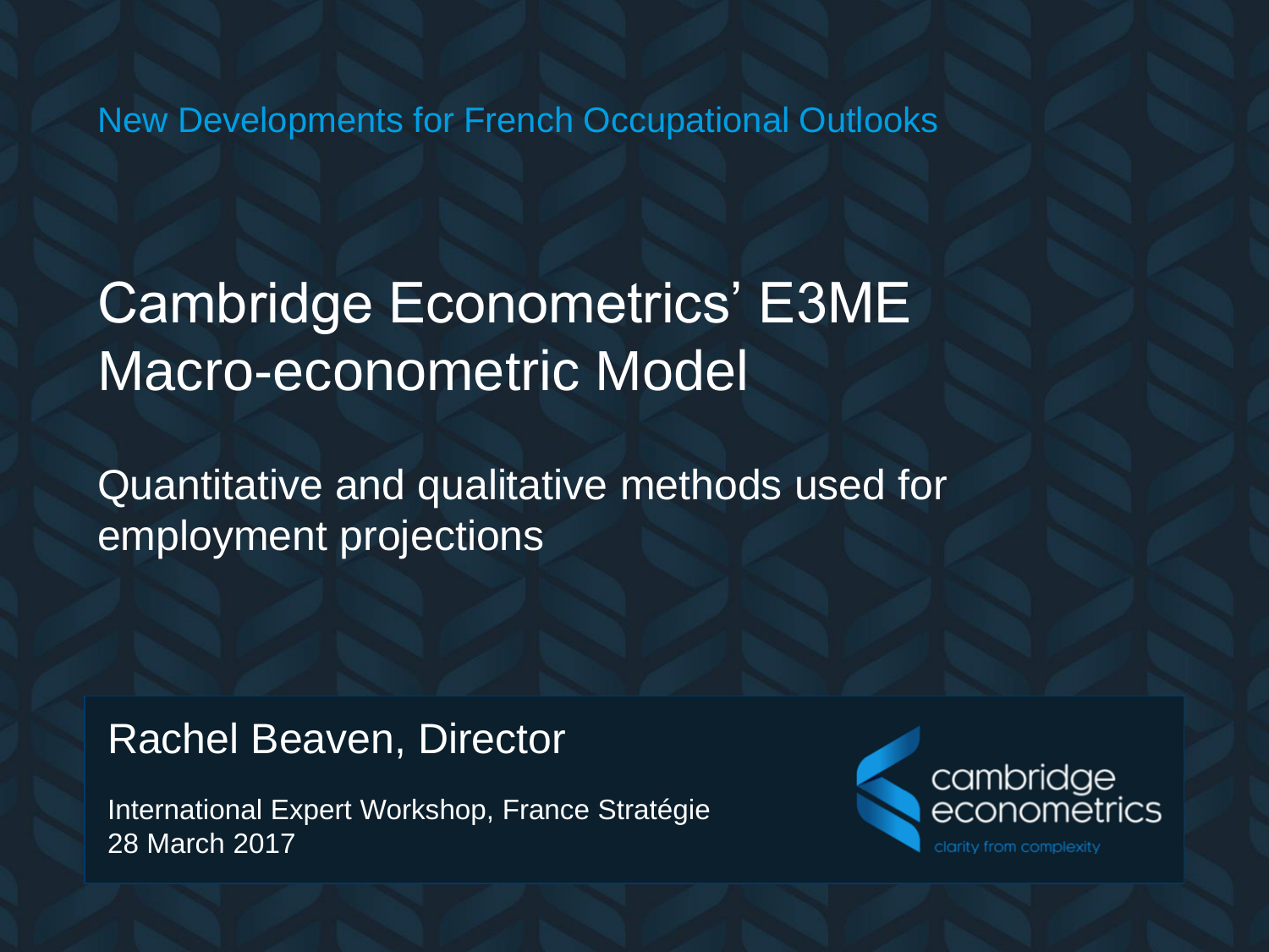New Developments for French Occupational Outlooks

# Cambridge Econometrics' E3ME Macro-econometric Model

## Quantitative and qualitative methods used for employment projections

Rachel Beaven, Director

International Expert Workshop, France Stratégie
28 March 2017

cambridge econometrics
clarity from complexity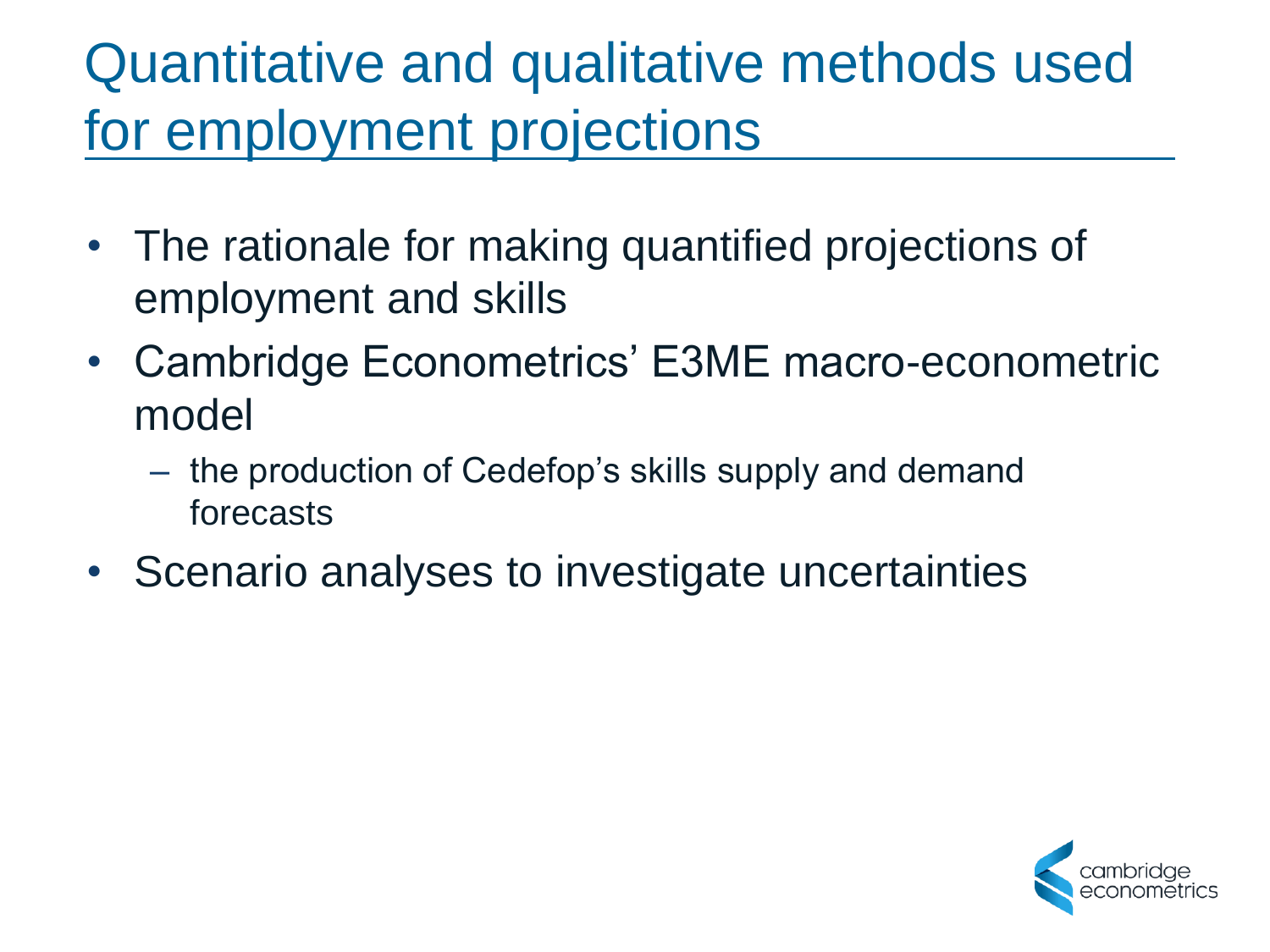# Quantitative and qualitative methods used for employment projections

- The rationale for making quantified projections of employment and skills
- Cambridge Econometrics' E3ME macro-econometric model
  - the production of Cedefop's skills supply and demand forecasts
- Scenario analyses to investigate uncertainties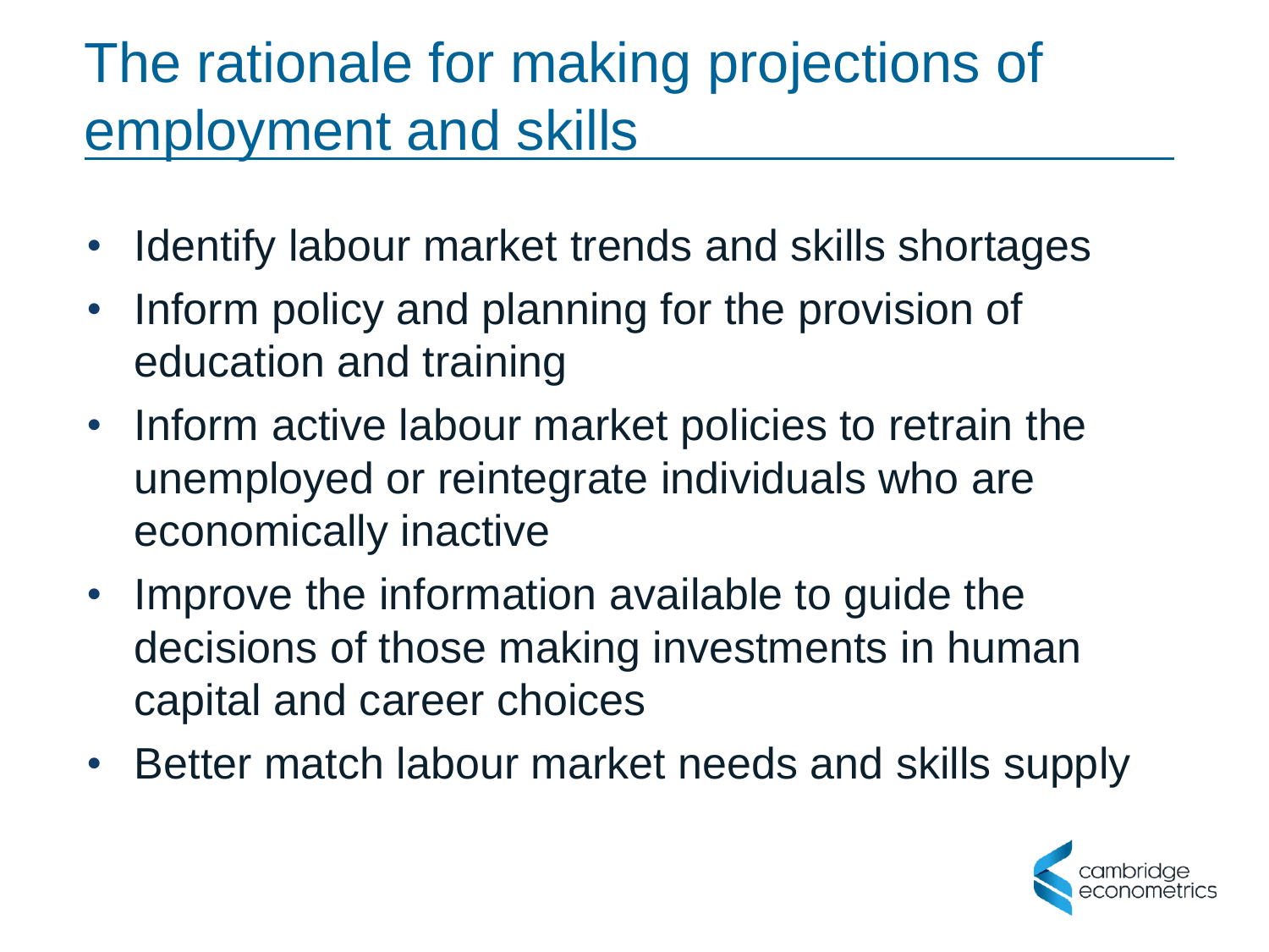# The rationale for making projections of employment and skills

- Identify labour market trends and skills shortages
- Inform policy and planning for the provision of education and training
- Inform active labour market policies to retrain the unemployed or reintegrate individuals who are economically inactive
- Improve the information available to guide the decisions of those making investments in human capital and career choices
- Better match labour market needs and skills supply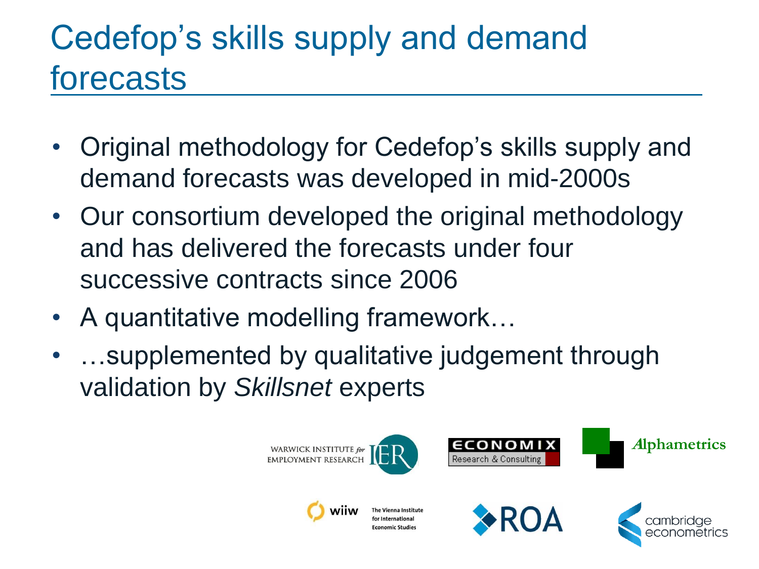# Cedefop's skills supply and demand forecasts

- Original methodology for Cedefop's skills supply and demand forecasts was developed in mid-2000s
- Our consortium developed the original methodology and has delivered the forecasts under four successive contracts since 2006
- A quantitative modelling framework…
- …supplemented by qualitative judgement through validation by *Skillsnet* experts

WARWICK INSTITUTE *for* EMPLOYMENT RESEARCH IER

ECONOMIX Research & Consulting

Alphametrics

wiiw The Vienna Institute for International Economic Studies

ROA

cambridge econometrics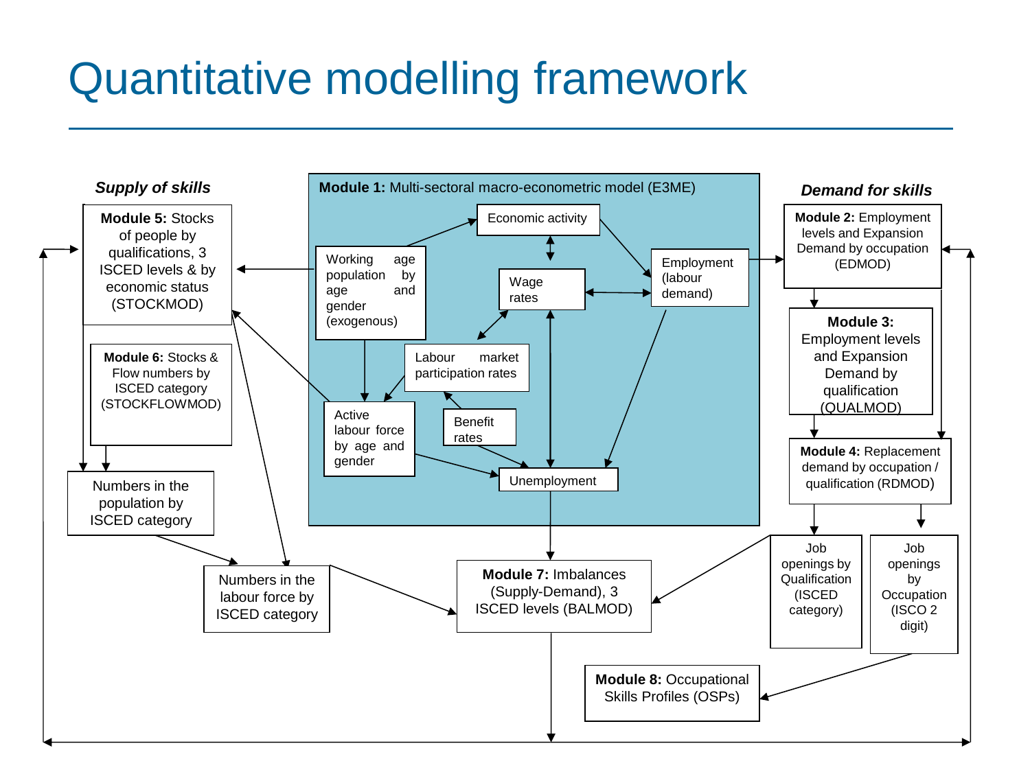# Quantitative modelling framework

*Supply of skills*

**Module 5:** Stocks of people by qualifications, 3 ISCED levels & by economic status (STOCKMOD)

**Module 6:** Stocks & Flow numbers by ISCED category (STOCKFLOWMOD)

Numbers in the population by ISCED category

Numbers in the labour force by ISCED category

**Module 1:** Multi-sectoral macro-econometric model (E3ME)

- Economic activity
- Working age population by age and gender (exogenous)
- Wage rates
- Employment (labour demand)
- Labour market participation rates
- Active labour force by age and gender
- Benefit rates
- Unemployment

**Module 7:** Imbalances (Supply-Demand), 3 ISCED levels (BALMOD)

*Demand for skills*

**Module 2:** Employment levels and Expansion Demand by occupation (EDMOD)

**Module 3:** Employment levels and Expansion Demand by qualification (QUALMOD)

**Module 4:** Replacement demand by occupation / qualification (RDMOD)

Job openings by Qualification (ISCED category)

Job openings by Occupation (ISCO 2 digit)

**Module 8:** Occupational Skills Profiles (OSPs)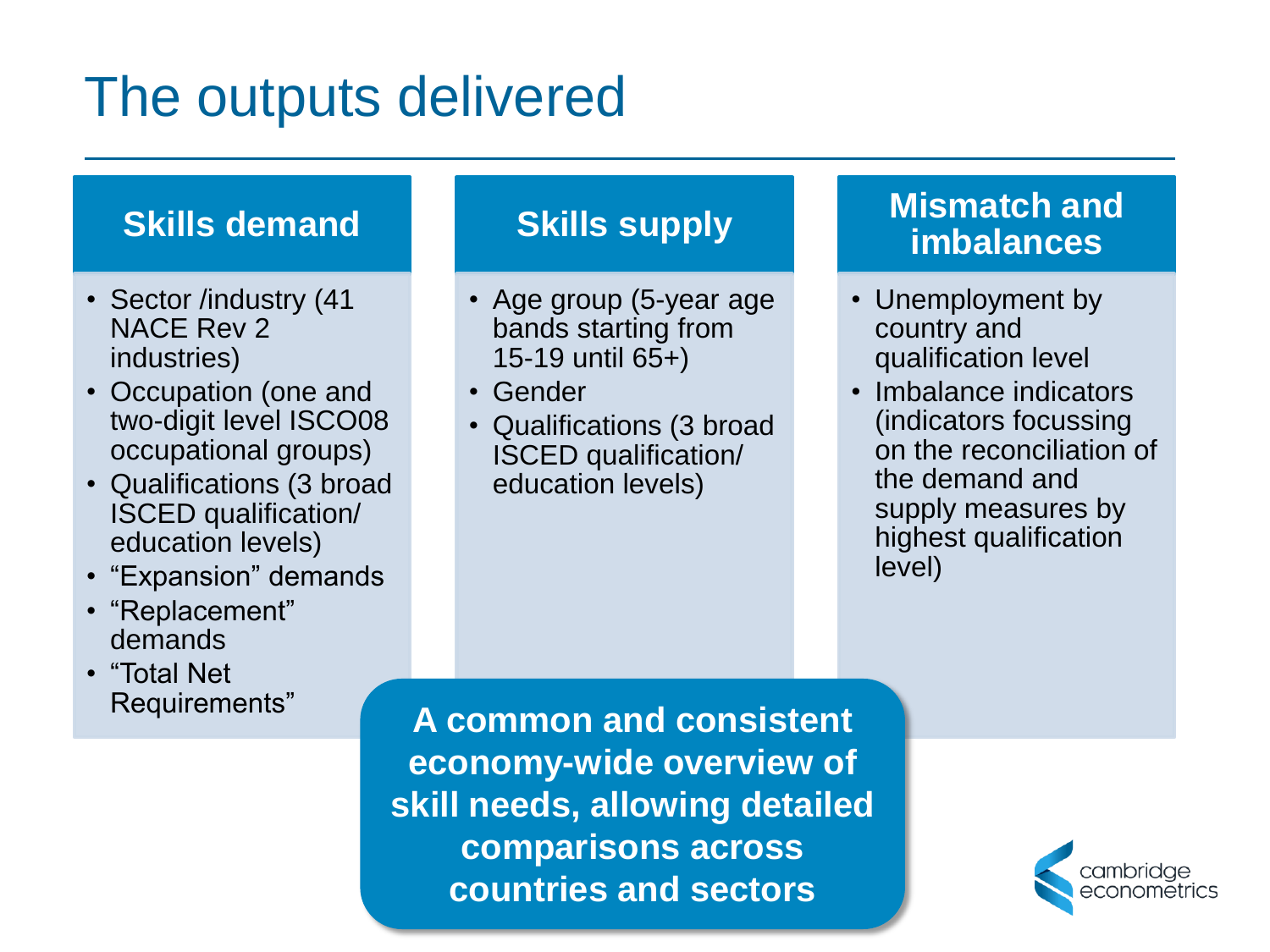# The outputs delivered

## Skills demand

- Sector /industry (41 NACE Rev 2 industries)
- Occupation (one and two-digit level ISCO08 occupational groups)
- Qualifications (3 broad ISCED qualification/ education levels)
- “Expansion” demands
- “Replacement” demands
- “Total Net Requirements”

## Skills supply

- Age group (5-year age bands starting from 15-19 until 65+)
- Gender
- Qualifications (3 broad ISCED qualification/ education levels)

## Mismatch and imbalances

- Unemployment by country and qualification level
- Imbalance indicators (indicators focussing on the reconciliation of the demand and supply measures by highest qualification level)

**A common and consistent economy-wide overview of skill needs, allowing detailed comparisons across countries and sectors**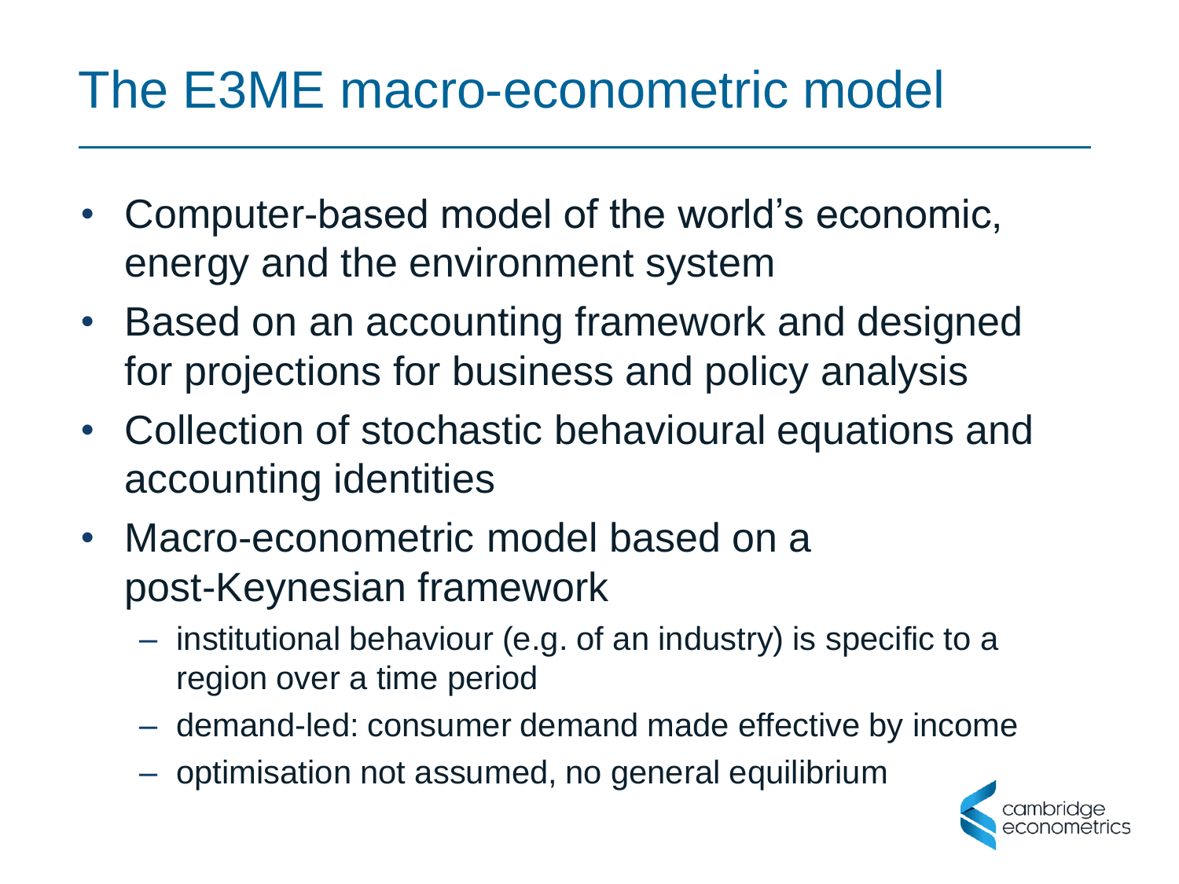# The E3ME macro-econometric model

- Computer-based model of the world's economic, energy and the environment system
- Based on an accounting framework and designed for projections for business and policy analysis
- Collection of stochastic behavioural equations and accounting identities
- Macro-econometric model based on a post-Keynesian framework
  - institutional behaviour (e.g. of an industry) is specific to a region over a time period
  - demand-led: consumer demand made effective by income
  - optimisation not assumed, no general equilibrium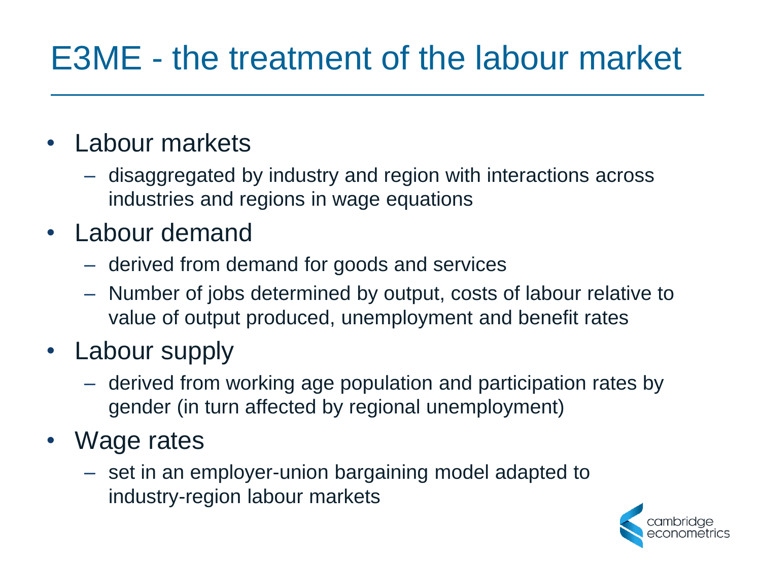# E3ME - the treatment of the labour market

- Labour markets
  - disaggregated by industry and region with interactions across industries and regions in wage equations
- Labour demand
  - derived from demand for goods and services
  - Number of jobs determined by output, costs of labour relative to value of output produced, unemployment and benefit rates
- Labour supply
  - derived from working age population and participation rates by gender (in turn affected by regional unemployment)
- Wage rates
  - set in an employer-union bargaining model adapted to industry-region labour markets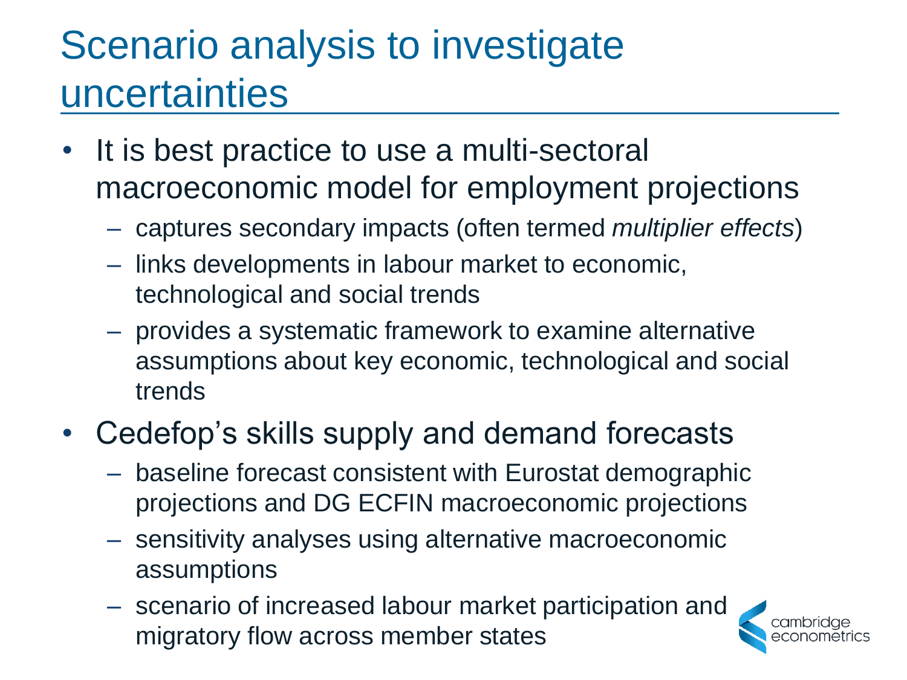# Scenario analysis to investigate uncertainties

- It is best practice to use a multi-sectoral macroeconomic model for employment projections
  - captures secondary impacts (often termed *multiplier effects*)
  - links developments in labour market to economic, technological and social trends
  - provides a systematic framework to examine alternative assumptions about key economic, technological and social trends
- Cedefop's skills supply and demand forecasts
  - baseline forecast consistent with Eurostat demographic projections and DG ECFIN macroeconomic projections
  - sensitivity analyses using alternative macroeconomic assumptions
  - scenario of increased labour market participation and migratory flow across member states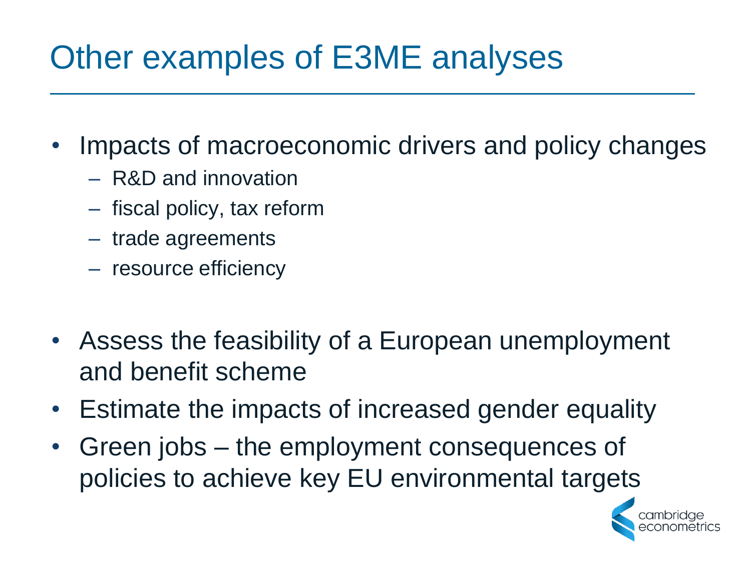# Other examples of E3ME analyses

- Impacts of macroeconomic drivers and policy changes
  - R&D and innovation
  - fiscal policy, tax reform
  - trade agreements
  - resource efficiency

- Assess the feasibility of a European unemployment and benefit scheme
- Estimate the impacts of increased gender equality
- Green jobs – the employment consequences of policies to achieve key EU environmental targets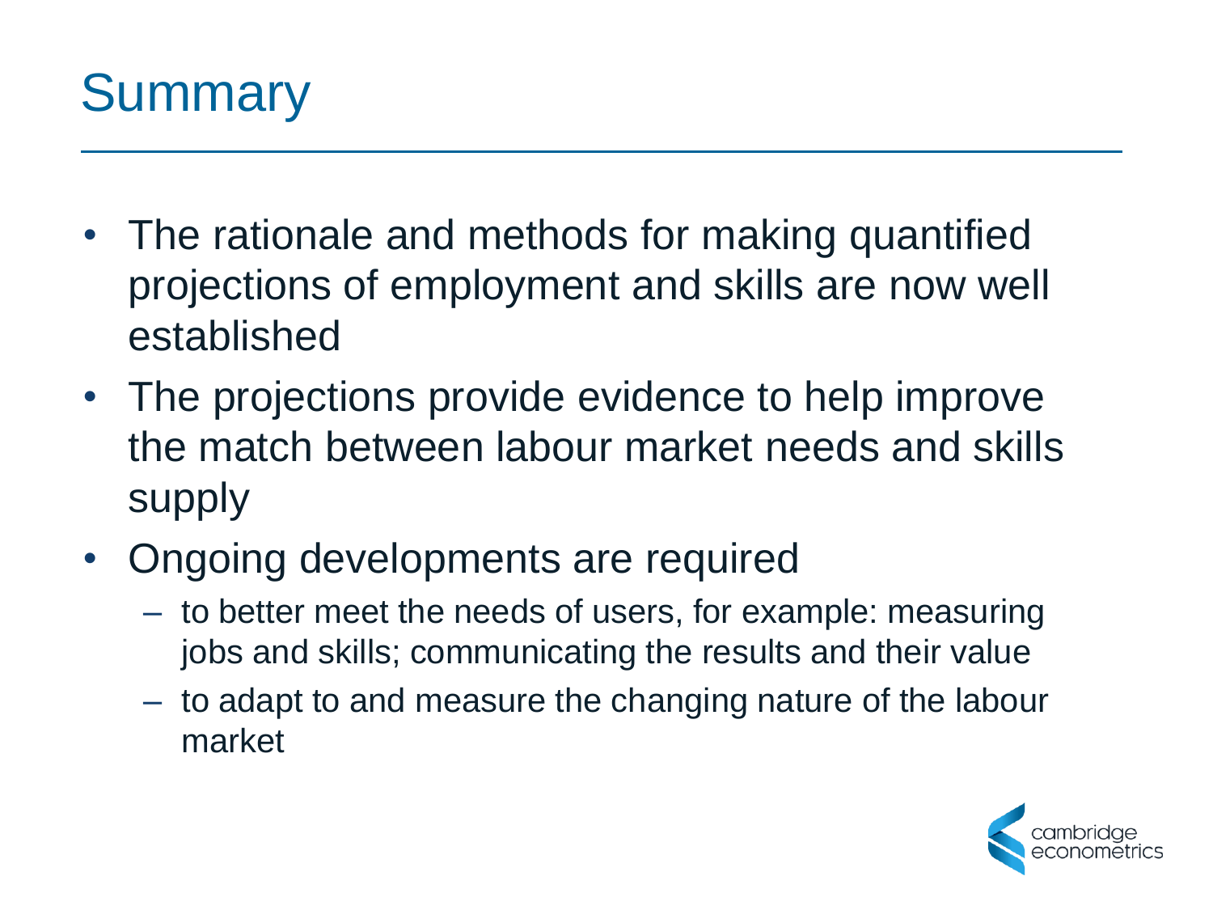# Summary

- The rationale and methods for making quantified projections of employment and skills are now well established
- The projections provide evidence to help improve the match between labour market needs and skills supply
- Ongoing developments are required
  - to better meet the needs of users, for example: measuring jobs and skills; communicating the results and their value
  - to adapt to and measure the changing nature of the labour market

cambridge econometrics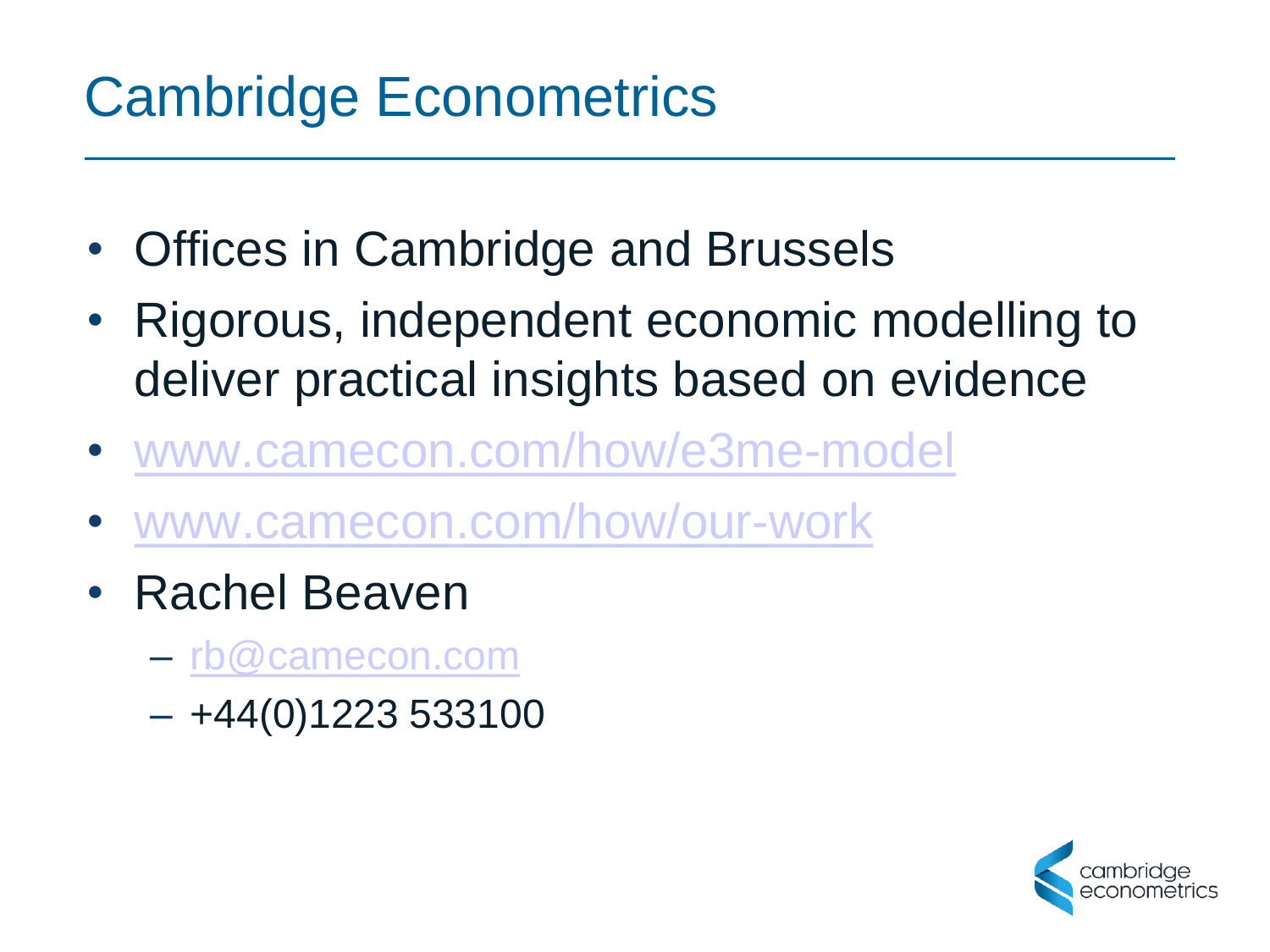# Cambridge Econometrics

- Offices in Cambridge and Brussels
- Rigorous, independent economic modelling to deliver practical insights based on evidence
- www.camecon.com/how/e3me-model
- www.camecon.com/how/our-work
- Rachel Beaven
  - rb@camecon.com
  - +44(0)1223 533100

cambridge econometrics